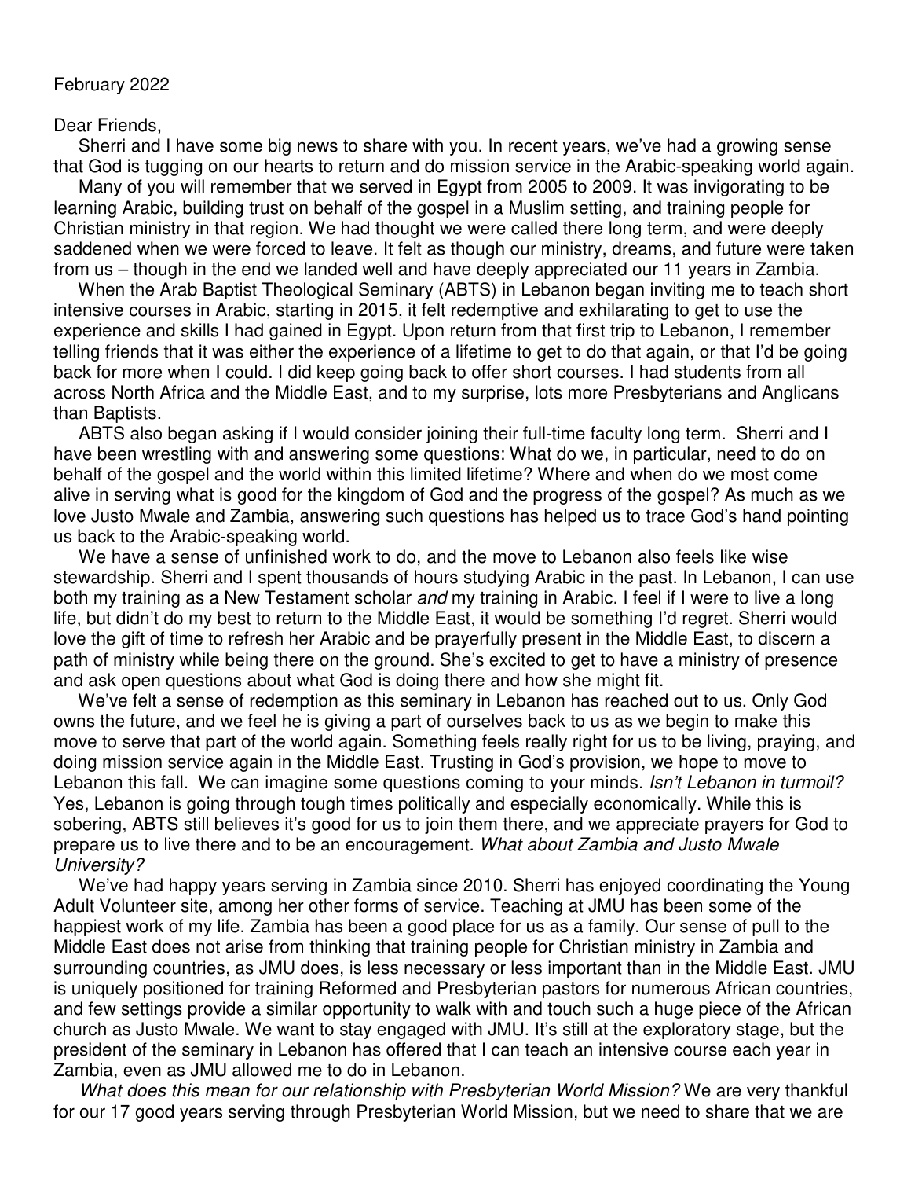February 2022

Dear Friends,

Sherri and I have some big news to share with you. In recent years, we've had a growing sense that God is tugging on our hearts to return and do mission service in the Arabic-speaking world again.

Many of you will remember that we served in Egypt from 2005 to 2009. It was invigorating to be learning Arabic, building trust on behalf of the gospel in a Muslim setting, and training people for Christian ministry in that region. We had thought we were called there long term, and were deeply saddened when we were forced to leave. It felt as though our ministry, dreams, and future were taken from us – though in the end we landed well and have deeply appreciated our 11 years in Zambia.

When the Arab Baptist Theological Seminary (ABTS) in Lebanon began inviting me to teach short intensive courses in Arabic, starting in 2015, it felt redemptive and exhilarating to get to use the experience and skills I had gained in Egypt. Upon return from that first trip to Lebanon, I remember telling friends that it was either the experience of a lifetime to get to do that again, or that I'd be going back for more when I could. I did keep going back to offer short courses. I had students from all across North Africa and the Middle East, and to my surprise, lots more Presbyterians and Anglicans than Baptists.

ABTS also began asking if I would consider joining their full-time faculty long term. Sherri and I have been wrestling with and answering some questions: What do we, in particular, need to do on behalf of the gospel and the world within this limited lifetime? Where and when do we most come alive in serving what is good for the kingdom of God and the progress of the gospel? As much as we love Justo Mwale and Zambia, answering such questions has helped us to trace God's hand pointing us back to the Arabic-speaking world.

We have a sense of unfinished work to do, and the move to Lebanon also feels like wise stewardship. Sherri and I spent thousands of hours studying Arabic in the past. In Lebanon, I can use both my training as a New Testament scholar *and* my training in Arabic. I feel if I were to live a long life, but didn't do my best to return to the Middle East, it would be something I'd regret. Sherri would love the gift of time to refresh her Arabic and be prayerfully present in the Middle East, to discern a path of ministry while being there on the ground. She's excited to get to have a ministry of presence and ask open questions about what God is doing there and how she might fit.

We've felt a sense of redemption as this seminary in Lebanon has reached out to us. Only God owns the future, and we feel he is giving a part of ourselves back to us as we begin to make this move to serve that part of the world again. Something feels really right for us to be living, praying, and doing mission service again in the Middle East. Trusting in God's provision, we hope to move to Lebanon this fall. We can imagine some questions coming to your minds. *Isn't Lebanon in turmoil?* Yes, Lebanon is going through tough times politically and especially economically. While this is sobering, ABTS still believes it's good for us to join them there, and we appreciate prayers for God to prepare us to live there and to be an encouragement. *What about Zambia and Justo Mwale University?*

We've had happy years serving in Zambia since 2010. Sherri has enjoyed coordinating the Young Adult Volunteer site, among her other forms of service. Teaching at JMU has been some of the happiest work of my life. Zambia has been a good place for us as a family. Our sense of pull to the Middle East does not arise from thinking that training people for Christian ministry in Zambia and surrounding countries, as JMU does, is less necessary or less important than in the Middle East. JMU is uniquely positioned for training Reformed and Presbyterian pastors for numerous African countries, and few settings provide a similar opportunity to walk with and touch such a huge piece of the African church as Justo Mwale. We want to stay engaged with JMU. It's still at the exploratory stage, but the president of the seminary in Lebanon has offered that I can teach an intensive course each year in Zambia, even as JMU allowed me to do in Lebanon.

*What does this mean for our relationship with Presbyterian World Mission?* We are very thankful for our 17 good years serving through Presbyterian World Mission, but we need to share that we are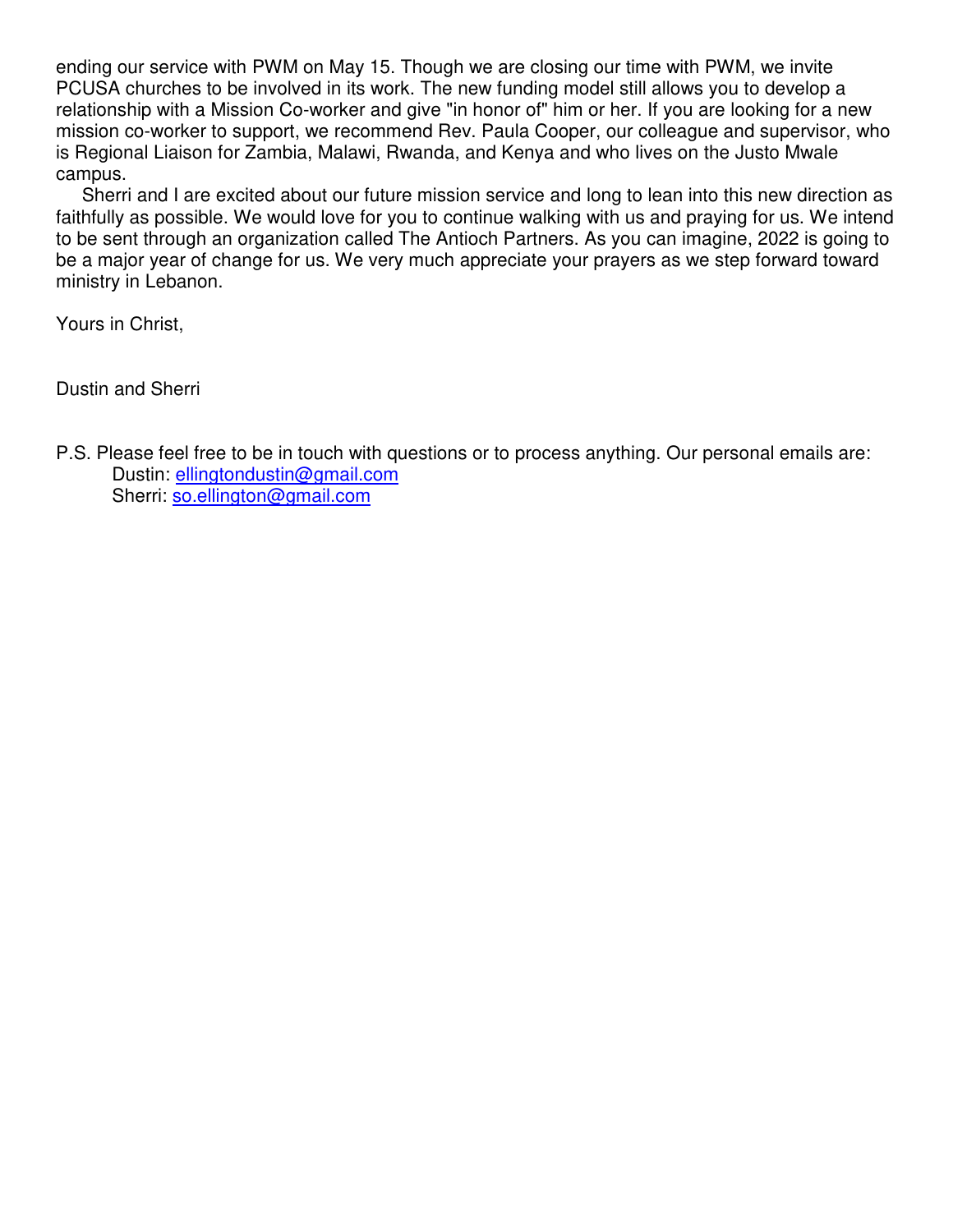ending our service with PWM on May 15. Though we are closing our time with PWM, we invite PCUSA churches to be involved in its work. The new funding model still allows you to develop a relationship with a Mission Co-worker and give "in honor of" him or her. If you are looking for a new mission co-worker to support, we recommend Rev. Paula Cooper, our colleague and supervisor, who is Regional Liaison for Zambia, Malawi, Rwanda, and Kenya and who lives on the Justo Mwale campus.

Sherri and I are excited about our future mission service and long to lean into this new direction as faithfully as possible. We would love for you to continue walking with us and praying for us. We intend to be sent through an organization called The Antioch Partners. As you can imagine, 2022 is going to be a major year of change for us. We very much appreciate your prayers as we step forward toward ministry in Lebanon.

Yours in Christ,

Dustin and Sherri

P.S. Please feel free to be in touch with questions or to process anything. Our personal emails are:
Dustin: ellingtondustin@gmail.com
Sherri: so.ellington@gmail.com